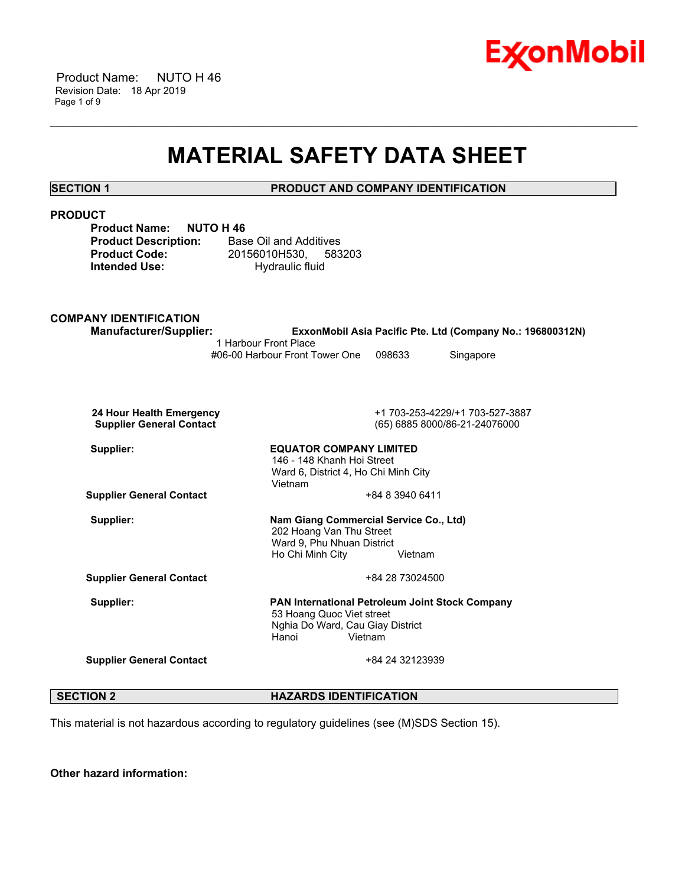# MATERIAL SAFETY DATA SHEET

## SECTION 1 PRODUCT AND COMPANY IDENTIFICATION

### PRODUCT

**Product Name:** **NUTO H 46**
**Product Description:** Base Oil and Additives
**Product Code:** 20156010H530, 583203
**Intended Use:** Hydraulic fluid

### COMPANY IDENTIFICATION

**Manufacturer/Supplier:** **ExxonMobil Asia Pacific Pte. Ltd (Company No.: 196800312N)**
1 Harbour Front Place
#06-00 Harbour Front Tower One 098633 Singapore

**24 Hour Health Emergency** +1 703-253-4229/+1 703-527-3887
**Supplier General Contact** (65) 6885 8000/86-21-24076000

**Supplier:** **EQUATOR COMPANY LIMITED**
146 - 148 Khanh Hoi Street
Ward 6, District 4, Ho Chi Minh City
Vietnam

**Supplier General Contact** +84 8 3940 6411

**Supplier:** **Nam Giang Commercial Service Co., Ltd)**
202 Hoang Van Thu Street
Ward 9, Phu Nhuan District
Ho Chi Minh City Vietnam

**Supplier General Contact** +84 28 73024500

**Supplier:** **PAN International Petroleum Joint Stock Company**
53 Hoang Quoc Viet street
Nghia Do Ward, Cau Giay District
Hanoi Vietnam

**Supplier General Contact** +84 24 32123939

## SECTION 2 HAZARDS IDENTIFICATION

This material is not hazardous according to regulatory guidelines (see (M)SDS Section 15).

**Other hazard information:**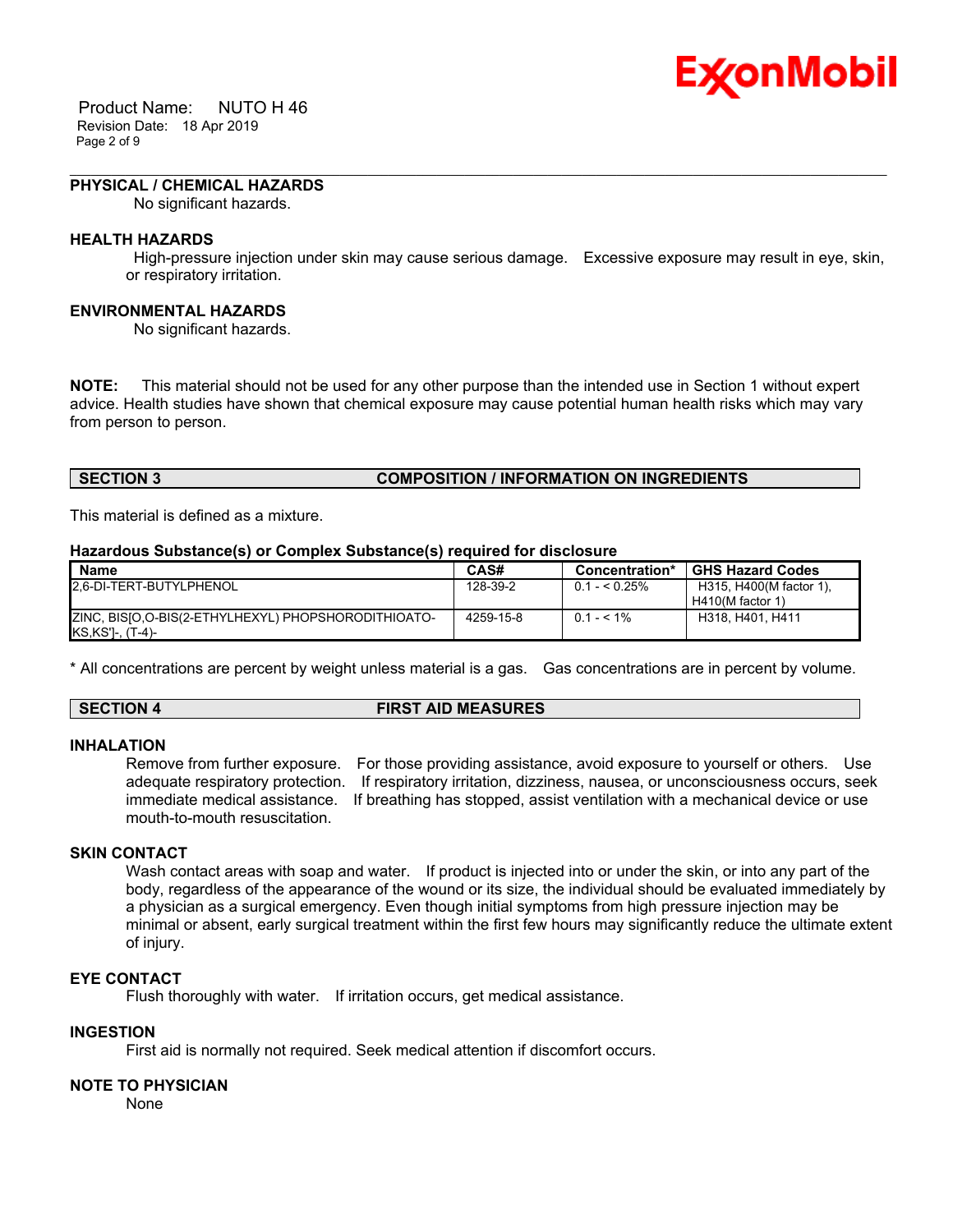### PHYSICAL / CHEMICAL HAZARDS

No significant hazards.

### HEALTH HAZARDS

High-pressure injection under skin may cause serious damage. Excessive exposure may result in eye, skin, or respiratory irritation.

### ENVIRONMENTAL HAZARDS

No significant hazards.

**NOTE:** This material should not be used for any other purpose than the intended use in Section 1 without expert advice. Health studies have shown that chemical exposure may cause potential human health risks which may vary from person to person.

## SECTION 3 COMPOSITION / INFORMATION ON INGREDIENTS

This material is defined as a mixture.

**Hazardous Substance(s) or Complex Substance(s) required for disclosure**

| Name | CAS# | Concentration* | GHS Hazard Codes |
|---|---|---|---|
| 2,6-DI-TERT-BUTYLPHENOL | 128-39-2 | 0.1 - < 0.25% | H315, H400(M factor 1), H410(M factor 1) |
| ZINC, BIS[O,O-BIS(2-ETHYLHEXYL) PHOPSHORODITHIOATO-KS,KS']-, (T-4)- | 4259-15-8 | 0.1 - < 1% | H318, H401, H411 |

* All concentrations are percent by weight unless material is a gas. Gas concentrations are in percent by volume.

## SECTION 4 FIRST AID MEASURES

### INHALATION

Remove from further exposure. For those providing assistance, avoid exposure to yourself or others. Use adequate respiratory protection. If respiratory irritation, dizziness, nausea, or unconsciousness occurs, seek immediate medical assistance. If breathing has stopped, assist ventilation with a mechanical device or use mouth-to-mouth resuscitation.

### SKIN CONTACT

Wash contact areas with soap and water. If product is injected into or under the skin, or into any part of the body, regardless of the appearance of the wound or its size, the individual should be evaluated immediately by a physician as a surgical emergency. Even though initial symptoms from high pressure injection may be minimal or absent, early surgical treatment within the first few hours may significantly reduce the ultimate extent of injury.

### EYE CONTACT

Flush thoroughly with water. If irritation occurs, get medical assistance.

### INGESTION

First aid is normally not required. Seek medical attention if discomfort occurs.

### NOTE TO PHYSICIAN

None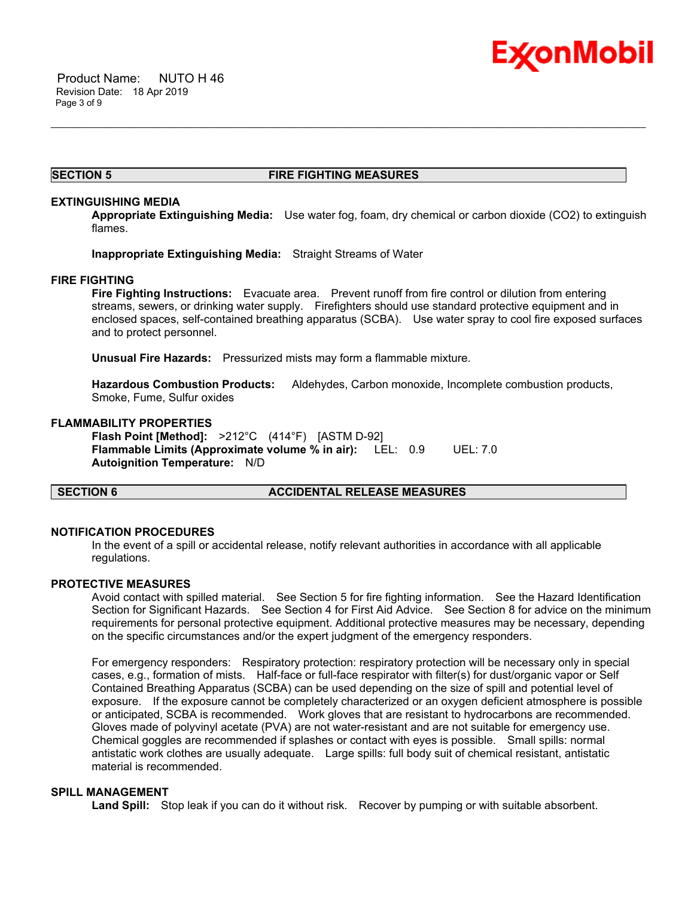## SECTION 5 FIRE FIGHTING MEASURES

### EXTINGUISHING MEDIA

**Appropriate Extinguishing Media:** Use water fog, foam, dry chemical or carbon dioxide ($CO_2$) to extinguish flames.

**Inappropriate Extinguishing Media:** Straight Streams of Water

### FIRE FIGHTING

**Fire Fighting Instructions:** Evacuate area. Prevent runoff from fire control or dilution from entering streams, sewers, or drinking water supply. Firefighters should use standard protective equipment and in enclosed spaces, self-contained breathing apparatus (SCBA). Use water spray to cool fire exposed surfaces and to protect personnel.

**Unusual Fire Hazards:** Pressurized mists may form a flammable mixture.

**Hazardous Combustion Products:** Aldehydes, Carbon monoxide, Incomplete combustion products, Smoke, Fume, Sulfur oxides

### FLAMMABILITY PROPERTIES

**Flash Point [Method]:** >212°C (414°F) [ASTM D-92]
**Flammable Limits (Approximate volume % in air):** LEL: 0.9 UEL: 7.0
**Autoignition Temperature:** N/D

## SECTION 6 ACCIDENTAL RELEASE MEASURES

### NOTIFICATION PROCEDURES

In the event of a spill or accidental release, notify relevant authorities in accordance with all applicable regulations.

### PROTECTIVE MEASURES

Avoid contact with spilled material. See Section 5 for fire fighting information. See the Hazard Identification Section for Significant Hazards. See Section 4 for First Aid Advice. See Section 8 for advice on the minimum requirements for personal protective equipment. Additional protective measures may be necessary, depending on the specific circumstances and/or the expert judgment of the emergency responders.

For emergency responders: Respiratory protection: respiratory protection will be necessary only in special cases, e.g., formation of mists. Half-face or full-face respirator with filter(s) for dust/organic vapor or Self Contained Breathing Apparatus (SCBA) can be used depending on the size of spill and potential level of exposure. If the exposure cannot be completely characterized or an oxygen deficient atmosphere is possible or anticipated, SCBA is recommended. Work gloves that are resistant to hydrocarbons are recommended. Gloves made of polyvinyl acetate (PVA) are not water-resistant and are not suitable for emergency use. Chemical goggles are recommended if splashes or contact with eyes is possible. Small spills: normal antistatic work clothes are usually adequate. Large spills: full body suit of chemical resistant, antistatic material is recommended.

### SPILL MANAGEMENT

**Land Spill:** Stop leak if you can do it without risk. Recover by pumping or with suitable absorbent.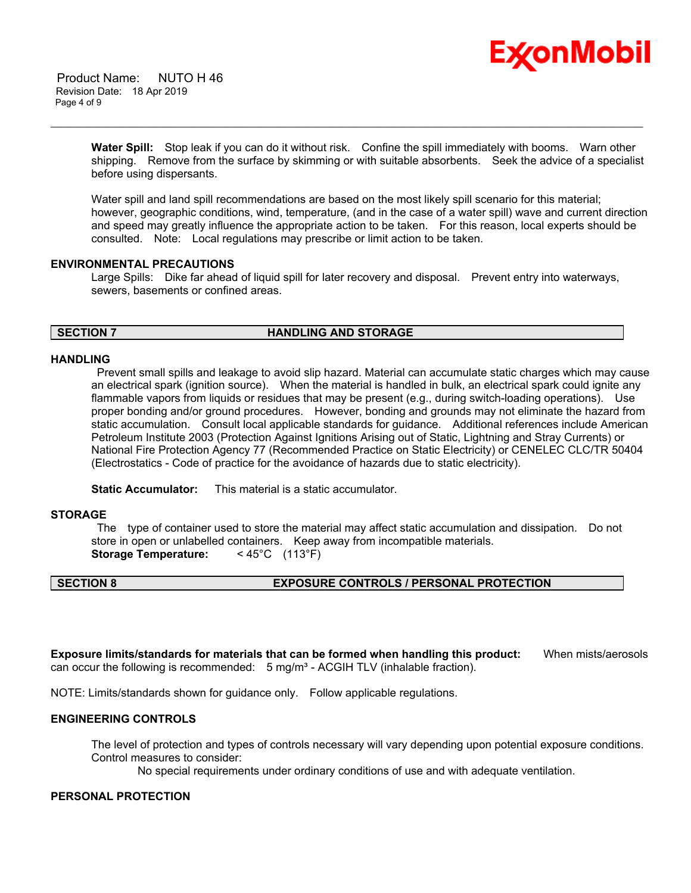**Water Spill:** Stop leak if you can do it without risk. Confine the spill immediately with booms. Warn other shipping. Remove from the surface by skimming or with suitable absorbents. Seek the advice of a specialist before using dispersants.

Water spill and land spill recommendations are based on the most likely spill scenario for this material; however, geographic conditions, wind, temperature, (and in the case of a water spill) wave and current direction and speed may greatly influence the appropriate action to be taken. For this reason, local experts should be consulted. Note: Local regulations may prescribe or limit action to be taken.

### ENVIRONMENTAL PRECAUTIONS

Large Spills: Dike far ahead of liquid spill for later recovery and disposal. Prevent entry into waterways, sewers, basements or confined areas.

## SECTION 7 HANDLING AND STORAGE

### HANDLING

Prevent small spills and leakage to avoid slip hazard. Material can accumulate static charges which may cause an electrical spark (ignition source). When the material is handled in bulk, an electrical spark could ignite any flammable vapors from liquids or residues that may be present (e.g., during switch-loading operations). Use proper bonding and/or ground procedures. However, bonding and grounds may not eliminate the hazard from static accumulation. Consult local applicable standards for guidance. Additional references include American Petroleum Institute 2003 (Protection Against Ignitions Arising out of Static, Lightning and Stray Currents) or National Fire Protection Agency 77 (Recommended Practice on Static Electricity) or CENELEC CLC/TR 50404 (Electrostatics - Code of practice for the avoidance of hazards due to static electricity).

**Static Accumulator:** This material is a static accumulator.

### STORAGE

The type of container used to store the material may affect static accumulation and dissipation. Do not store in open or unlabelled containers. Keep away from incompatible materials.

**Storage Temperature:** < 45°C (113°F)

## SECTION 8 EXPOSURE CONTROLS / PERSONAL PROTECTION

**Exposure limits/standards for materials that can be formed when handling this product:** When mists/aerosols can occur the following is recommended: 5 mg/m³ - ACGIH TLV (inhalable fraction).

NOTE: Limits/standards shown for guidance only. Follow applicable regulations.

### ENGINEERING CONTROLS

The level of protection and types of controls necessary will vary depending upon potential exposure conditions. Control measures to consider:

No special requirements under ordinary conditions of use and with adequate ventilation.

### PERSONAL PROTECTION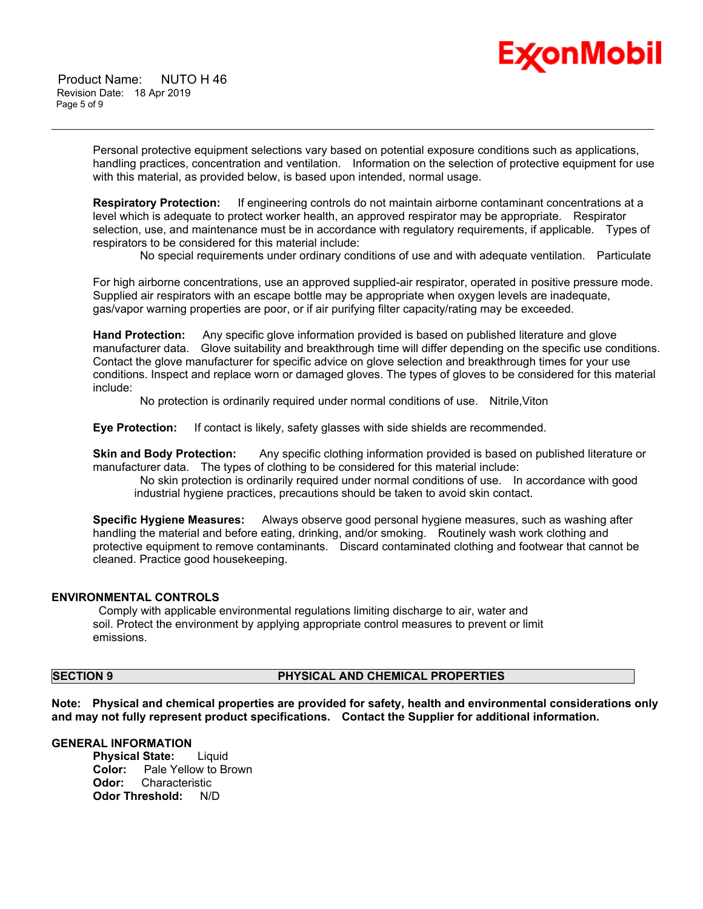Personal protective equipment selections vary based on potential exposure conditions such as applications, handling practices, concentration and ventilation. Information on the selection of protective equipment for use with this material, as provided below, is based upon intended, normal usage.

**Respiratory Protection:** If engineering controls do not maintain airborne contaminant concentrations at a level which is adequate to protect worker health, an approved respirator may be appropriate. Respirator selection, use, and maintenance must be in accordance with regulatory requirements, if applicable. Types of respirators to be considered for this material include:

No special requirements under ordinary conditions of use and with adequate ventilation. Particulate

For high airborne concentrations, use an approved supplied-air respirator, operated in positive pressure mode. Supplied air respirators with an escape bottle may be appropriate when oxygen levels are inadequate, gas/vapor warning properties are poor, or if air purifying filter capacity/rating may be exceeded.

**Hand Protection:** Any specific glove information provided is based on published literature and glove manufacturer data. Glove suitability and breakthrough time will differ depending on the specific use conditions. Contact the glove manufacturer for specific advice on glove selection and breakthrough times for your use conditions. Inspect and replace worn or damaged gloves. The types of gloves to be considered for this material include:

No protection is ordinarily required under normal conditions of use. Nitrile,Viton

**Eye Protection:** If contact is likely, safety glasses with side shields are recommended.

**Skin and Body Protection:** Any specific clothing information provided is based on published literature or manufacturer data. The types of clothing to be considered for this material include:

No skin protection is ordinarily required under normal conditions of use. In accordance with good industrial hygiene practices, precautions should be taken to avoid skin contact.

**Specific Hygiene Measures:** Always observe good personal hygiene measures, such as washing after handling the material and before eating, drinking, and/or smoking. Routinely wash work clothing and protective equipment to remove contaminants. Discard contaminated clothing and footwear that cannot be cleaned. Practice good housekeeping.

### ENVIRONMENTAL CONTROLS

Comply with applicable environmental regulations limiting discharge to air, water and soil. Protect the environment by applying appropriate control measures to prevent or limit emissions.

## SECTION 9 PHYSICAL AND CHEMICAL PROPERTIES

**Note: Physical and chemical properties are provided for safety, health and environmental considerations only and may not fully represent product specifications. Contact the Supplier for additional information.**

### GENERAL INFORMATION

**Physical State:** Liquid
**Color:** Pale Yellow to Brown
**Odor:** Characteristic
**Odor Threshold:** N/D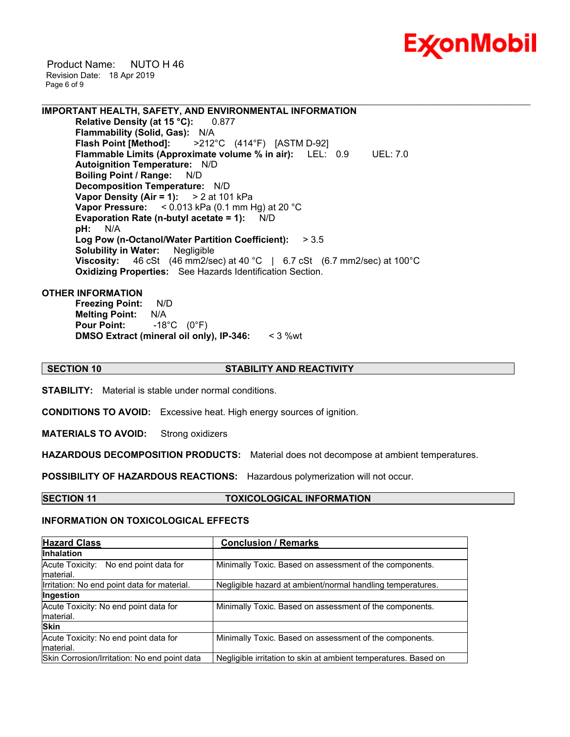**IMPORTANT HEALTH, SAFETY, AND ENVIRONMENTAL INFORMATION**

**Relative Density (at 15 °C):** 0.877
**Flammability (Solid, Gas):** N/A
**Flash Point [Method]:** >212°C (414°F) [ASTM D-92]
**Flammable Limits (Approximate volume % in air):** LEL: 0.9 UEL: 7.0
**Autoignition Temperature:** N/D
**Boiling Point / Range:** N/D
**Decomposition Temperature:** N/D
**Vapor Density (Air = 1):** > 2 at 101 kPa
**Vapor Pressure:** < 0.013 kPa (0.1 mm Hg) at 20 °C
**Evaporation Rate (n-butyl acetate = 1):** N/D
**pH:** N/A
**Log Pow (n-Octanol/Water Partition Coefficient):** > 3.5
**Solubility in Water:** Negligible
**Viscosity:** 46 cSt (46 mm2/sec) at 40 °C | 6.7 cSt (6.7 mm2/sec) at 100°C
**Oxidizing Properties:** See Hazards Identification Section.

**OTHER INFORMATION**

**Freezing Point:** N/D
**Melting Point:** N/A
**Pour Point:** -18°C (0°F)
**DMSO Extract (mineral oil only), IP-346:** < 3 %wt

## SECTION 10 STABILITY AND REACTIVITY

**STABILITY:** Material is stable under normal conditions.

**CONDITIONS TO AVOID:** Excessive heat. High energy sources of ignition.

**MATERIALS TO AVOID:** Strong oxidizers

**HAZARDOUS DECOMPOSITION PRODUCTS:** Material does not decompose at ambient temperatures.

**POSSIBILITY OF HAZARDOUS REACTIONS:** Hazardous polymerization will not occur.

## SECTION 11 TOXICOLOGICAL INFORMATION

**INFORMATION ON TOXICOLOGICAL EFFECTS**

| Hazard Class | Conclusion / Remarks |
|---|---|
| **Inhalation** | |
| Acute Toxicity: No end point data for material. | Minimally Toxic. Based on assessment of the components. |
| Irritation: No end point data for material. | Negligible hazard at ambient/normal handling temperatures. |
| **Ingestion** | |
| Acute Toxicity: No end point data for material. | Minimally Toxic. Based on assessment of the components. |
| **Skin** | |
| Acute Toxicity: No end point data for material. | Minimally Toxic. Based on assessment of the components. |
| Skin Corrosion/Irritation: No end point data | Negligible irritation to skin at ambient temperatures. Based on |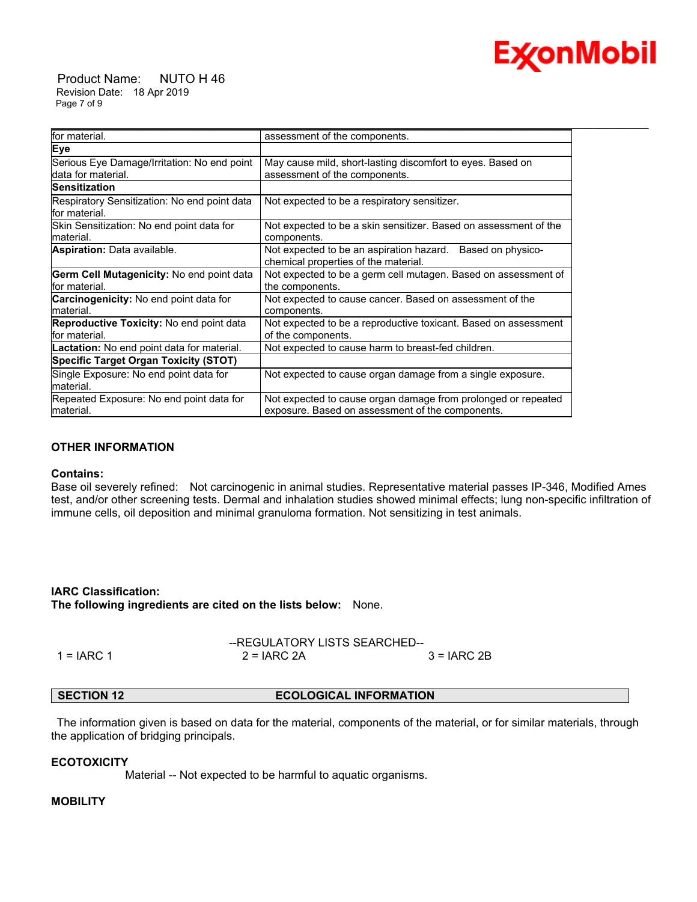| | |
|---|---|
| for material. | assessment of the components. |
| **Eye** | |
| Serious Eye Damage/Irritation: No end point data for material. | May cause mild, short-lasting discomfort to eyes. Based on assessment of the components. |
| **Sensitization** | |
| Respiratory Sensitization: No end point data for material. | Not expected to be a respiratory sensitizer. |
| Skin Sensitization: No end point data for material. | Not expected to be a skin sensitizer. Based on assessment of the components. |
| **Aspiration:** Data available. | Not expected to be an aspiration hazard. Based on physico-chemical properties of the material. |
| **Germ Cell Mutagenicity:** No end point data for material. | Not expected to be a germ cell mutagen. Based on assessment of the components. |
| **Carcinogenicity:** No end point data for material. | Not expected to cause cancer. Based on assessment of the components. |
| **Reproductive Toxicity:** No end point data for material. | Not expected to be a reproductive toxicant. Based on assessment of the components. |
| **Lactation:** No end point data for material. | Not expected to cause harm to breast-fed children. |
| **Specific Target Organ Toxicity (STOT)** | |
| Single Exposure: No end point data for material. | Not expected to cause organ damage from a single exposure. |
| Repeated Exposure: No end point data for material. | Not expected to cause organ damage from prolonged or repeated exposure. Based on assessment of the components. |

**OTHER INFORMATION**

**Contains:**
Base oil severely refined: Not carcinogenic in animal studies. Representative material passes IP-346, Modified Ames test, and/or other screening tests. Dermal and inhalation studies showed minimal effects; lung non-specific infiltration of immune cells, oil deposition and minimal granuloma formation. Not sensitizing in test animals.

**IARC Classification:**
**The following ingredients are cited on the lists below:** None.

--REGULATORY LISTS SEARCHED--

1 = IARC 1 &nbsp;&nbsp;&nbsp; 2 = IARC 2A &nbsp;&nbsp;&nbsp; 3 = IARC 2B

## SECTION 12 ECOLOGICAL INFORMATION

The information given is based on data for the material, components of the material, or for similar materials, through the application of bridging principals.

**ECOTOXICITY**

Material -- Not expected to be harmful to aquatic organisms.

**MOBILITY**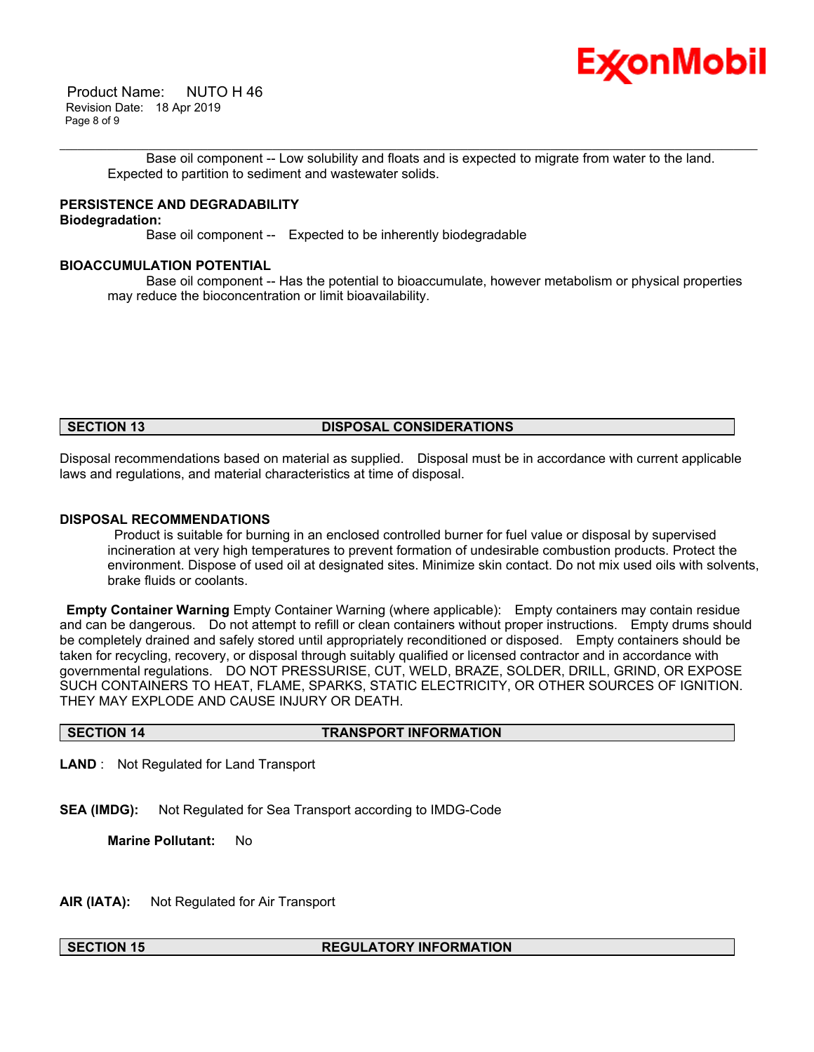Base oil component -- Low solubility and floats and is expected to migrate from water to the land. Expected to partition to sediment and wastewater solids.

**PERSISTENCE AND DEGRADABILITY**

**Biodegradation:**

Base oil component -- Expected to be inherently biodegradable

**BIOACCUMULATION POTENTIAL**

Base oil component -- Has the potential to bioaccumulate, however metabolism or physical properties may reduce the bioconcentration or limit bioavailability.

## SECTION 13 DISPOSAL CONSIDERATIONS

Disposal recommendations based on material as supplied. Disposal must be in accordance with current applicable laws and regulations, and material characteristics at time of disposal.

**DISPOSAL RECOMMENDATIONS**

Product is suitable for burning in an enclosed controlled burner for fuel value or disposal by supervised incineration at very high temperatures to prevent formation of undesirable combustion products. Protect the environment. Dispose of used oil at designated sites. Minimize skin contact. Do not mix used oils with solvents, brake fluids or coolants.

**Empty Container Warning** Empty Container Warning (where applicable): Empty containers may contain residue and can be dangerous. Do not attempt to refill or clean containers without proper instructions. Empty drums should be completely drained and safely stored until appropriately reconditioned or disposed. Empty containers should be taken for recycling, recovery, or disposal through suitably qualified or licensed contractor and in accordance with governmental regulations. DO NOT PRESSURISE, CUT, WELD, BRAZE, SOLDER, DRILL, GRIND, OR EXPOSE SUCH CONTAINERS TO HEAT, FLAME, SPARKS, STATIC ELECTRICITY, OR OTHER SOURCES OF IGNITION. THEY MAY EXPLODE AND CAUSE INJURY OR DEATH.

## SECTION 14 TRANSPORT INFORMATION

**LAND** : Not Regulated for Land Transport

**SEA (IMDG):** Not Regulated for Sea Transport according to IMDG-Code

**Marine Pollutant:** No

**AIR (IATA):** Not Regulated for Air Transport

## SECTION 15 REGULATORY INFORMATION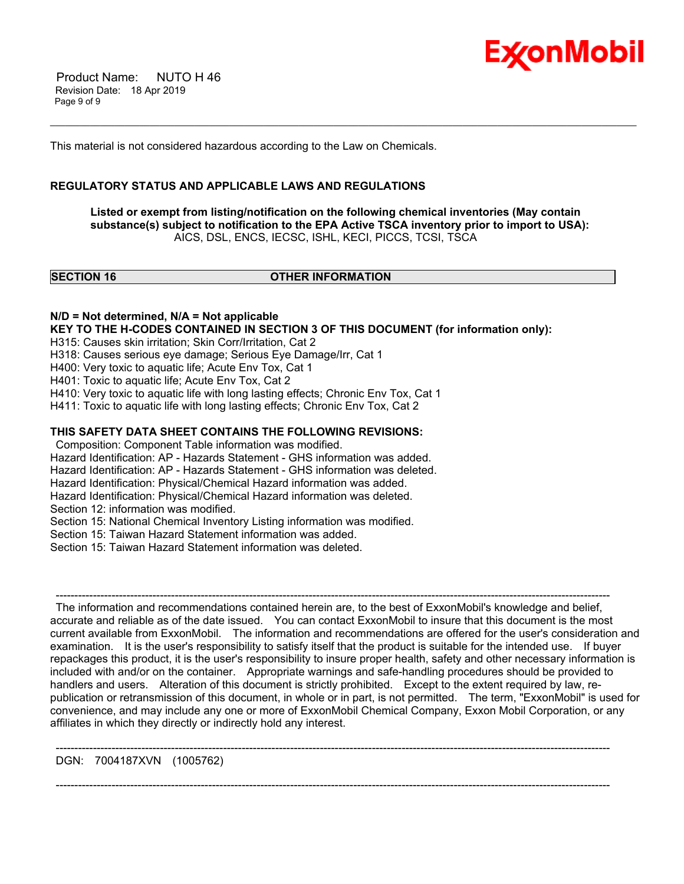This material is not considered hazardous according to the Law on Chemicals.

**REGULATORY STATUS AND APPLICABLE LAWS AND REGULATIONS**

**Listed or exempt from listing/notification on the following chemical inventories (May contain substance(s) subject to notification to the EPA Active TSCA inventory prior to import to USA):**
AICS, DSL, ENCS, IECSC, ISHL, KECI, PICCS, TCSI, TSCA

## SECTION 16 OTHER INFORMATION

**N/D = Not determined, N/A = Not applicable**

**KEY TO THE H-CODES CONTAINED IN SECTION 3 OF THIS DOCUMENT (for information only):**

H315: Causes skin irritation; Skin Corr/Irritation, Cat 2
H318: Causes serious eye damage; Serious Eye Damage/Irr, Cat 1
H400: Very toxic to aquatic life; Acute Env Tox, Cat 1
H401: Toxic to aquatic life; Acute Env Tox, Cat 2
H410: Very toxic to aquatic life with long lasting effects; Chronic Env Tox, Cat 1
H411: Toxic to aquatic life with long lasting effects; Chronic Env Tox, Cat 2

**THIS SAFETY DATA SHEET CONTAINS THE FOLLOWING REVISIONS:**

Composition: Component Table information was modified.
Hazard Identification: AP - Hazards Statement - GHS information was added.
Hazard Identification: AP - Hazards Statement - GHS information was deleted.
Hazard Identification: Physical/Chemical Hazard information was added.
Hazard Identification: Physical/Chemical Hazard information was deleted.
Section 12: information was modified.
Section 15: National Chemical Inventory Listing information was modified.
Section 15: Taiwan Hazard Statement information was added.
Section 15: Taiwan Hazard Statement information was deleted.

---

The information and recommendations contained herein are, to the best of ExxonMobil's knowledge and belief, accurate and reliable as of the date issued. You can contact ExxonMobil to insure that this document is the most current available from ExxonMobil. The information and recommendations are offered for the user's consideration and examination. It is the user's responsibility to satisfy itself that the product is suitable for the intended use. If buyer repackages this product, it is the user's responsibility to insure proper health, safety and other necessary information is included with and/or on the container. Appropriate warnings and safe-handling procedures should be provided to handlers and users. Alteration of this document is strictly prohibited. Except to the extent required by law, re-publication or retransmission of this document, in whole or in part, is not permitted. The term, "ExxonMobil" is used for convenience, and may include any one or more of ExxonMobil Chemical Company, Exxon Mobil Corporation, or any affiliates in which they directly or indirectly hold any interest.

---

DGN: 7004187XVN (1005762)

---